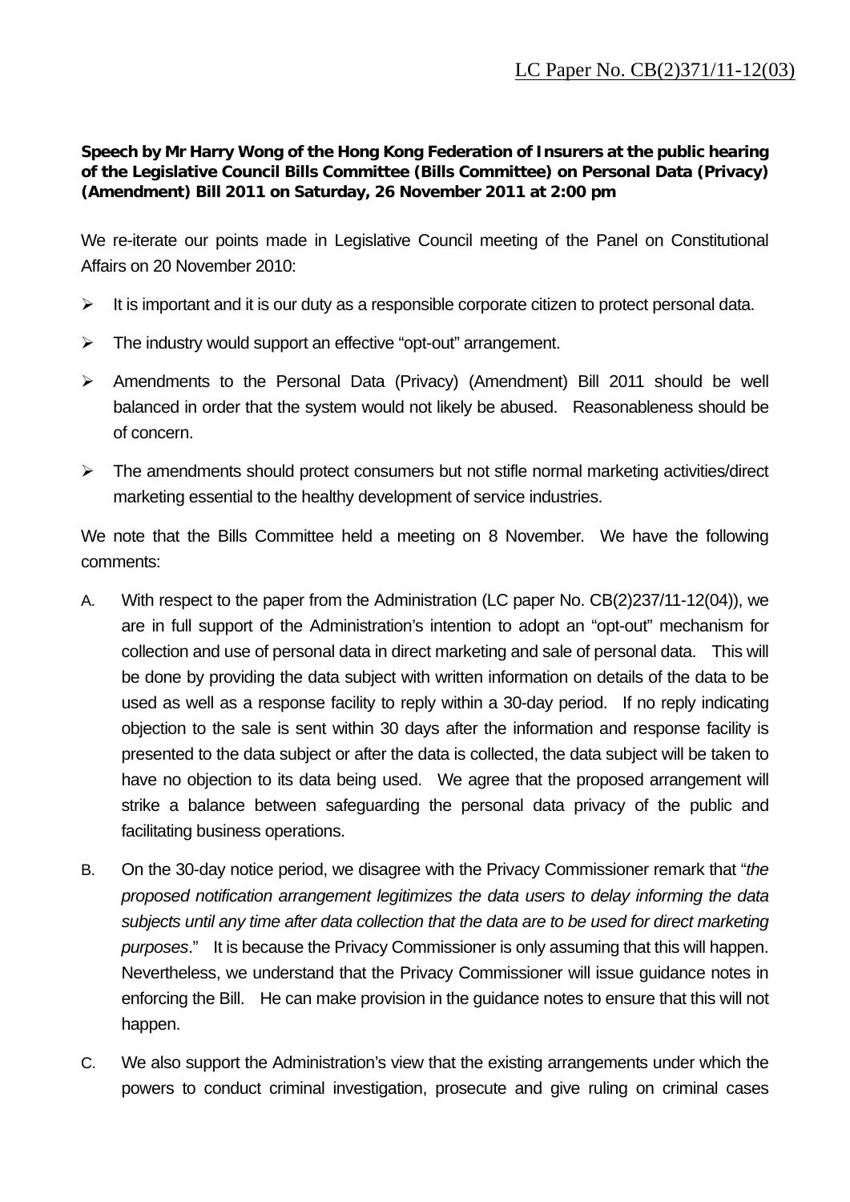LC Paper No. CB(2)371/11-12(03)

**Speech by Mr Harry Wong of the Hong Kong Federation of Insurers at the public hearing of the Legislative Council Bills Committee (Bills Committee) on Personal Data (Privacy) (Amendment) Bill 2011 on Saturday, 26 November 2011 at 2:00 pm**

We re-iterate our points made in Legislative Council meeting of the Panel on Constitutional Affairs on 20 November 2010:

- It is important and it is our duty as a responsible corporate citizen to protect personal data.
- The industry would support an effective "opt-out" arrangement.
- Amendments to the Personal Data (Privacy) (Amendment) Bill 2011 should be well balanced in order that the system would not likely be abused. Reasonableness should be of concern.
- The amendments should protect consumers but not stifle normal marketing activities/direct marketing essential to the healthy development of service industries.

We note that the Bills Committee held a meeting on 8 November. We have the following comments:

A. With respect to the paper from the Administration (LC paper No. CB(2)237/11-12(04)), we are in full support of the Administration's intention to adopt an "opt-out" mechanism for collection and use of personal data in direct marketing and sale of personal data. This will be done by providing the data subject with written information on details of the data to be used as well as a response facility to reply within a 30-day period. If no reply indicating objection to the sale is sent within 30 days after the information and response facility is presented to the data subject or after the data is collected, the data subject will be taken to have no objection to its data being used. We agree that the proposed arrangement will strike a balance between safeguarding the personal data privacy of the public and facilitating business operations.

B. On the 30-day notice period, we disagree with the Privacy Commissioner remark that "*the proposed notification arrangement legitimizes the data users to delay informing the data subjects until any time after data collection that the data are to be used for direct marketing purposes*." It is because the Privacy Commissioner is only assuming that this will happen. Nevertheless, we understand that the Privacy Commissioner will issue guidance notes in enforcing the Bill. He can make provision in the guidance notes to ensure that this will not happen.

C. We also support the Administration's view that the existing arrangements under which the powers to conduct criminal investigation, prosecute and give ruling on criminal cases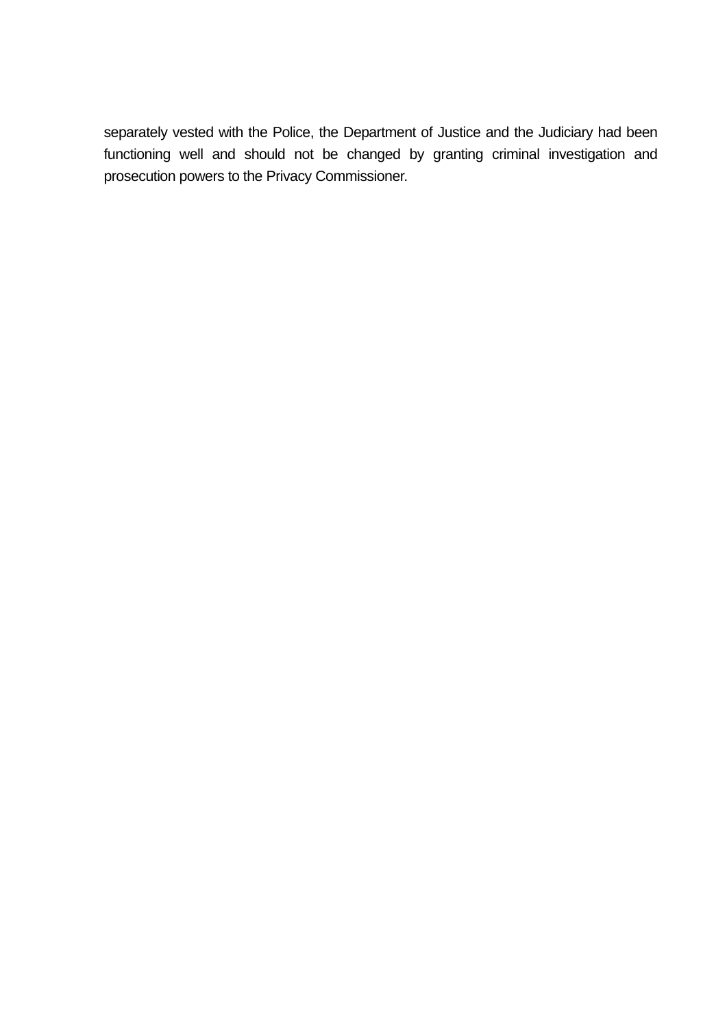separately vested with the Police, the Department of Justice and the Judiciary had been functioning well and should not be changed by granting criminal investigation and prosecution powers to the Privacy Commissioner.